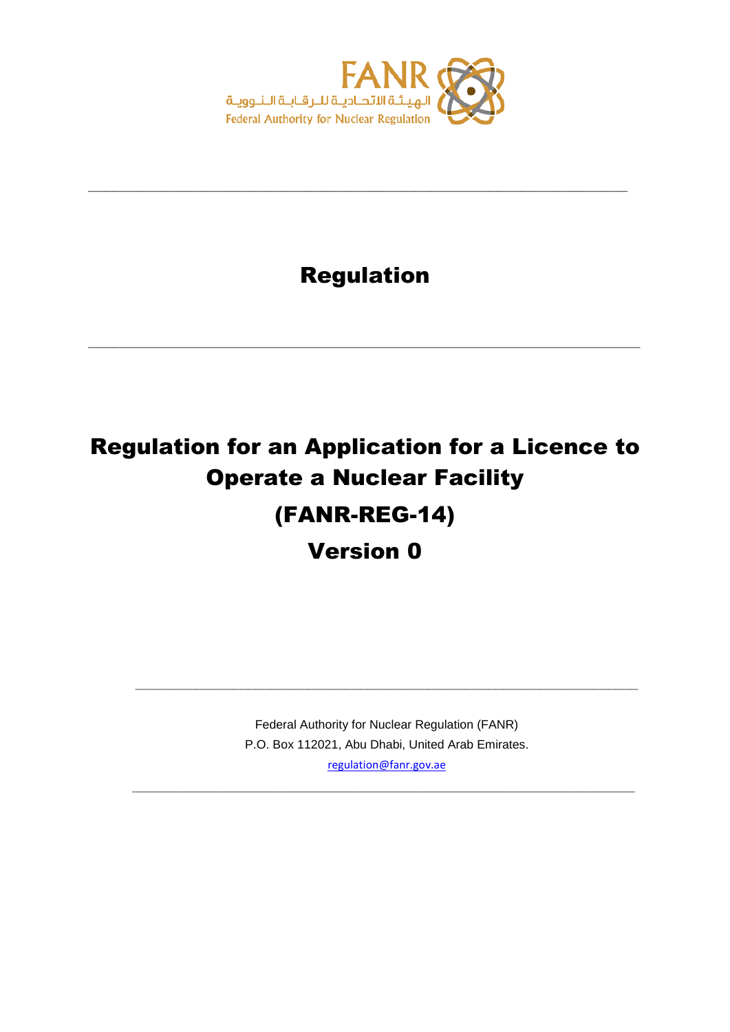FANR

الهيئة الاتحادية للرقابة النووية

Federal Authority for Nuclear Regulation

---

# Regulation

---

# Regulation for an Application for a Licence to Operate a Nuclear Facility

# (FANR-REG-14)

# Version 0

---

Federal Authority for Nuclear Regulation (FANR)

P.O. Box 112021, Abu Dhabi, United Arab Emirates.

regulation@fanr.gov.ae

---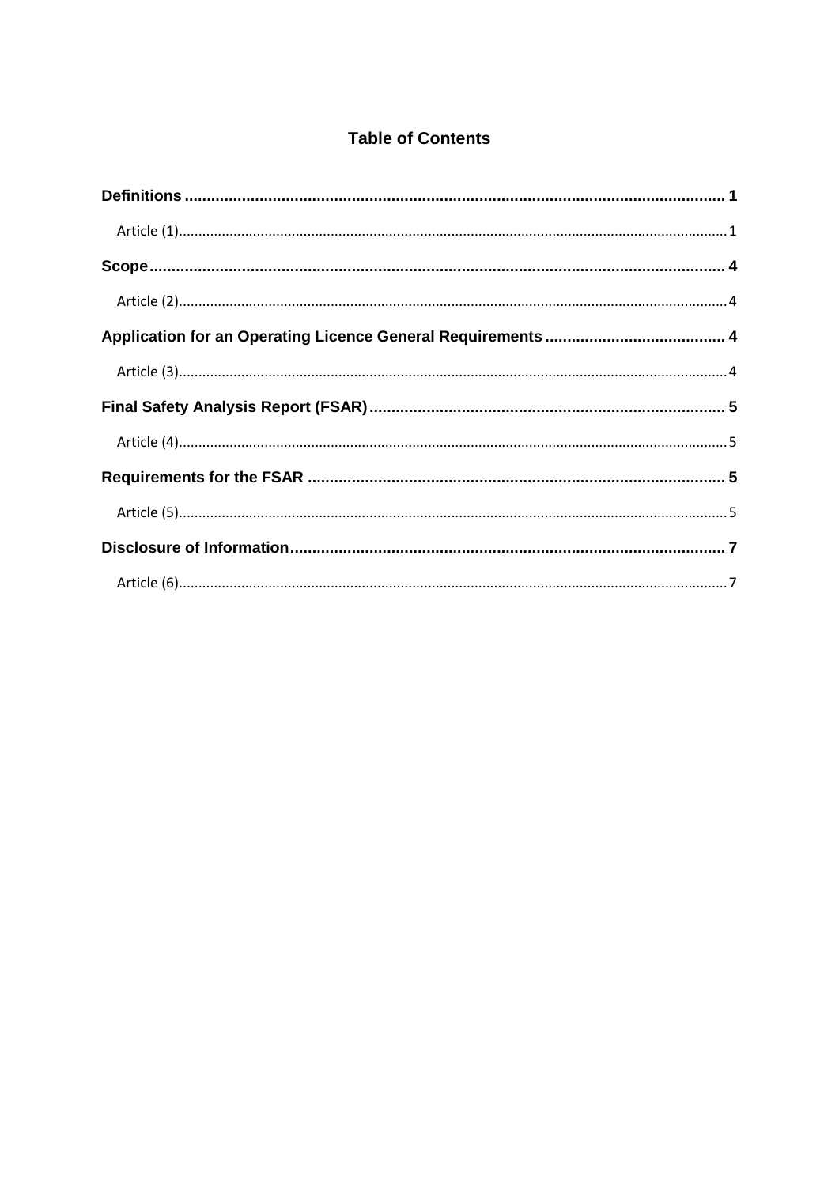# Table of Contents

**Definitions** ........................................................................................................ 1

Article (1) ........................................................................................................ 1

**Scope** ........................................................................................................ 4

Article (2) ........................................................................................................ 4

**Application for an Operating Licence General Requirements** ........................................ 4

Article (3) ........................................................................................................ 4

**Final Safety Analysis Report (FSAR)** .............................................................................. 5

Article (4) ........................................................................................................ 5

**Requirements for the FSAR** ........................................................................................ 5

Article (5) ........................................................................................................ 5

**Disclosure of Information** ........................................................................................ 7

Article (6) ........................................................................................................ 7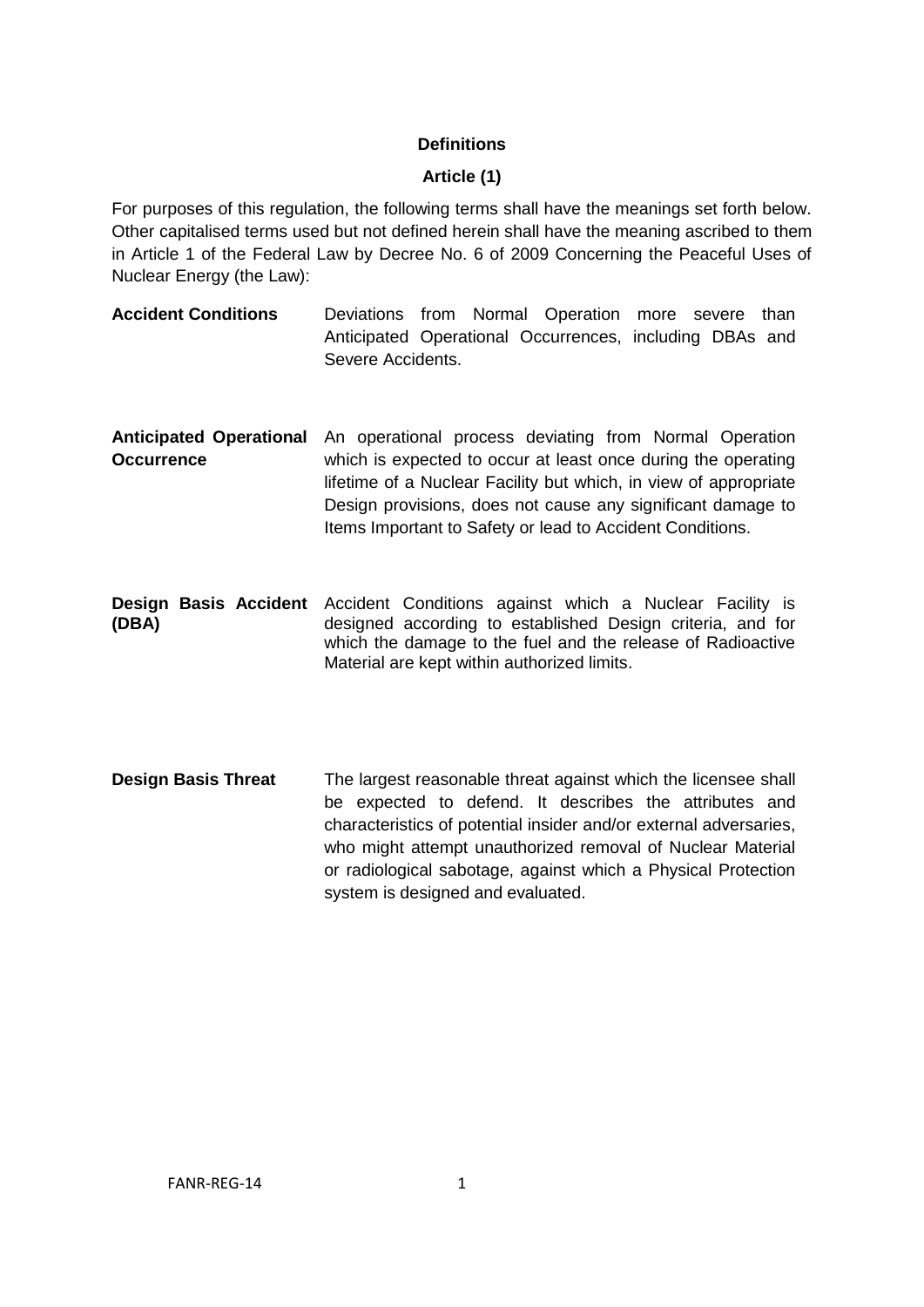## Definitions

### Article (1)

For purposes of this regulation, the following terms shall have the meanings set forth below. Other capitalised terms used but not defined herein shall have the meaning ascribed to them in Article 1 of the Federal Law by Decree No. 6 of 2009 Concerning the Peaceful Uses of Nuclear Energy (the Law):

**Accident Conditions** Deviations from Normal Operation more severe than Anticipated Operational Occurrences, including DBAs and Severe Accidents.

**Anticipated Operational Occurrence** An operational process deviating from Normal Operation which is expected to occur at least once during the operating lifetime of a Nuclear Facility but which, in view of appropriate Design provisions, does not cause any significant damage to Items Important to Safety or lead to Accident Conditions.

**Design Basis Accident (DBA)** Accident Conditions against which a Nuclear Facility is designed according to established Design criteria, and for which the damage to the fuel and the release of Radioactive Material are kept within authorized limits.

**Design Basis Threat** The largest reasonable threat against which the licensee shall be expected to defend. It describes the attributes and characteristics of potential insider and/or external adversaries, who might attempt unauthorized removal of Nuclear Material or radiological sabotage, against which a Physical Protection system is designed and evaluated.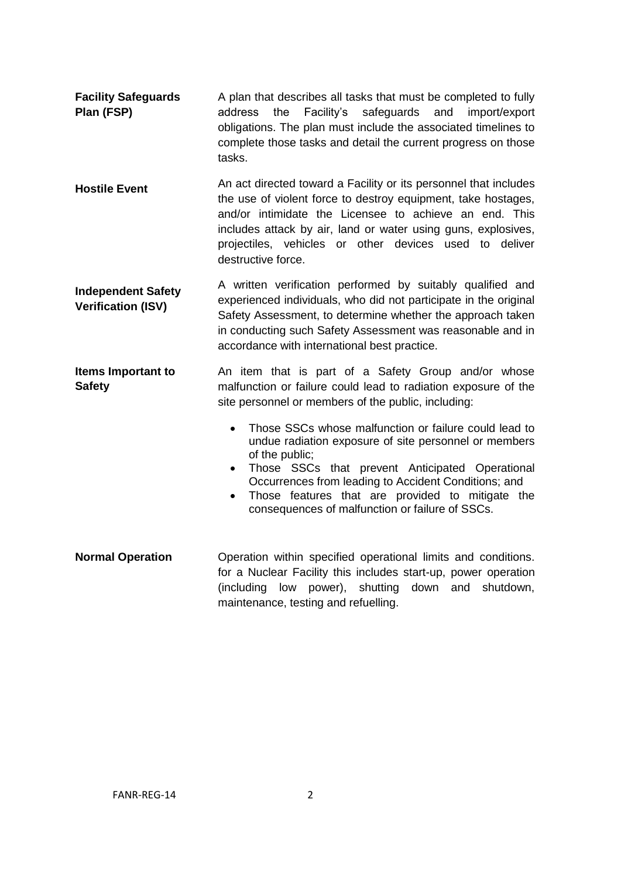**Facility Safeguards Plan (FSP)**
A plan that describes all tasks that must be completed to fully address the Facility's safeguards and import/export obligations. The plan must include the associated timelines to complete those tasks and detail the current progress on those tasks.

**Hostile Event**
An act directed toward a Facility or its personnel that includes the use of violent force to destroy equipment, take hostages, and/or intimidate the Licensee to achieve an end. This includes attack by air, land or water using guns, explosives, projectiles, vehicles or other devices used to deliver destructive force.

**Independent Safety Verification (ISV)**
A written verification performed by suitably qualified and experienced individuals, who did not participate in the original Safety Assessment, to determine whether the approach taken in conducting such Safety Assessment was reasonable and in accordance with international best practice.

**Items Important to Safety**
An item that is part of a Safety Group and/or whose malfunction or failure could lead to radiation exposure of the site personnel or members of the public, including:

- Those SSCs whose malfunction or failure could lead to undue radiation exposure of site personnel or members of the public;
- Those SSCs that prevent Anticipated Operational Occurrences from leading to Accident Conditions; and
- Those features that are provided to mitigate the consequences of malfunction or failure of SSCs.

**Normal Operation**
Operation within specified operational limits and conditions. for a Nuclear Facility this includes start-up, power operation (including low power), shutting down and shutdown, maintenance, testing and refuelling.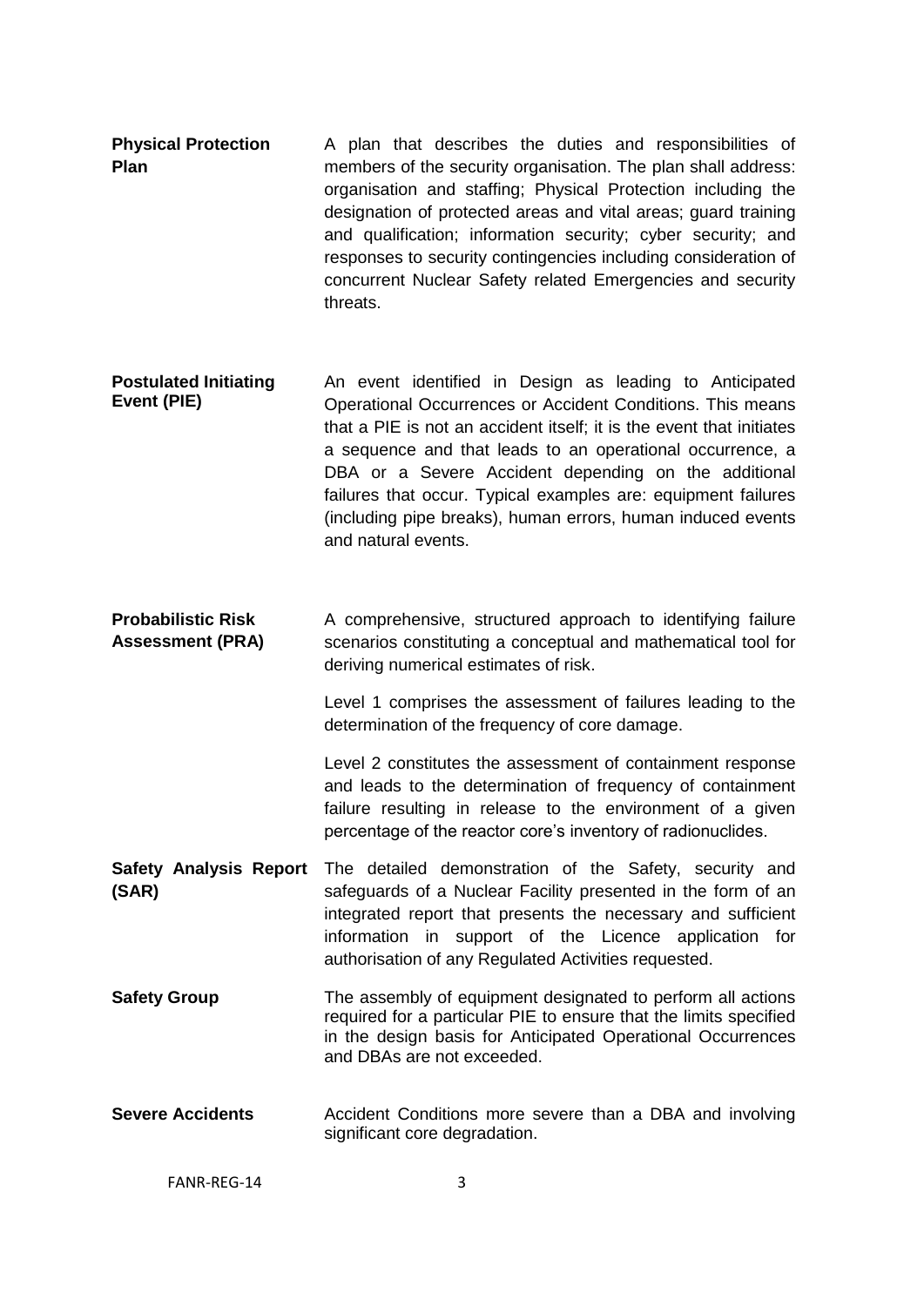**Physical Protection Plan** A plan that describes the duties and responsibilities of members of the security organisation. The plan shall address: organisation and staffing; Physical Protection including the designation of protected areas and vital areas; guard training and qualification; information security; cyber security; and responses to security contingencies including consideration of concurrent Nuclear Safety related Emergencies and security threats.

**Postulated Initiating Event (PIE)** An event identified in Design as leading to Anticipated Operational Occurrences or Accident Conditions. This means that a PIE is not an accident itself; it is the event that initiates a sequence and that leads to an operational occurrence, a DBA or a Severe Accident depending on the additional failures that occur. Typical examples are: equipment failures (including pipe breaks), human errors, human induced events and natural events.

**Probabilistic Risk Assessment (PRA)** A comprehensive, structured approach to identifying failure scenarios constituting a conceptual and mathematical tool for deriving numerical estimates of risk.

Level 1 comprises the assessment of failures leading to the determination of the frequency of core damage.

Level 2 constitutes the assessment of containment response and leads to the determination of frequency of containment failure resulting in release to the environment of a given percentage of the reactor core's inventory of radionuclides.

**Safety Analysis Report (SAR)** The detailed demonstration of the Safety, security and safeguards of a Nuclear Facility presented in the form of an integrated report that presents the necessary and sufficient information in support of the Licence application for authorisation of any Regulated Activities requested.

**Safety Group** The assembly of equipment designated to perform all actions required for a particular PIE to ensure that the limits specified in the design basis for Anticipated Operational Occurrences and DBAs are not exceeded.

**Severe Accidents** Accident Conditions more severe than a DBA and involving significant core degradation.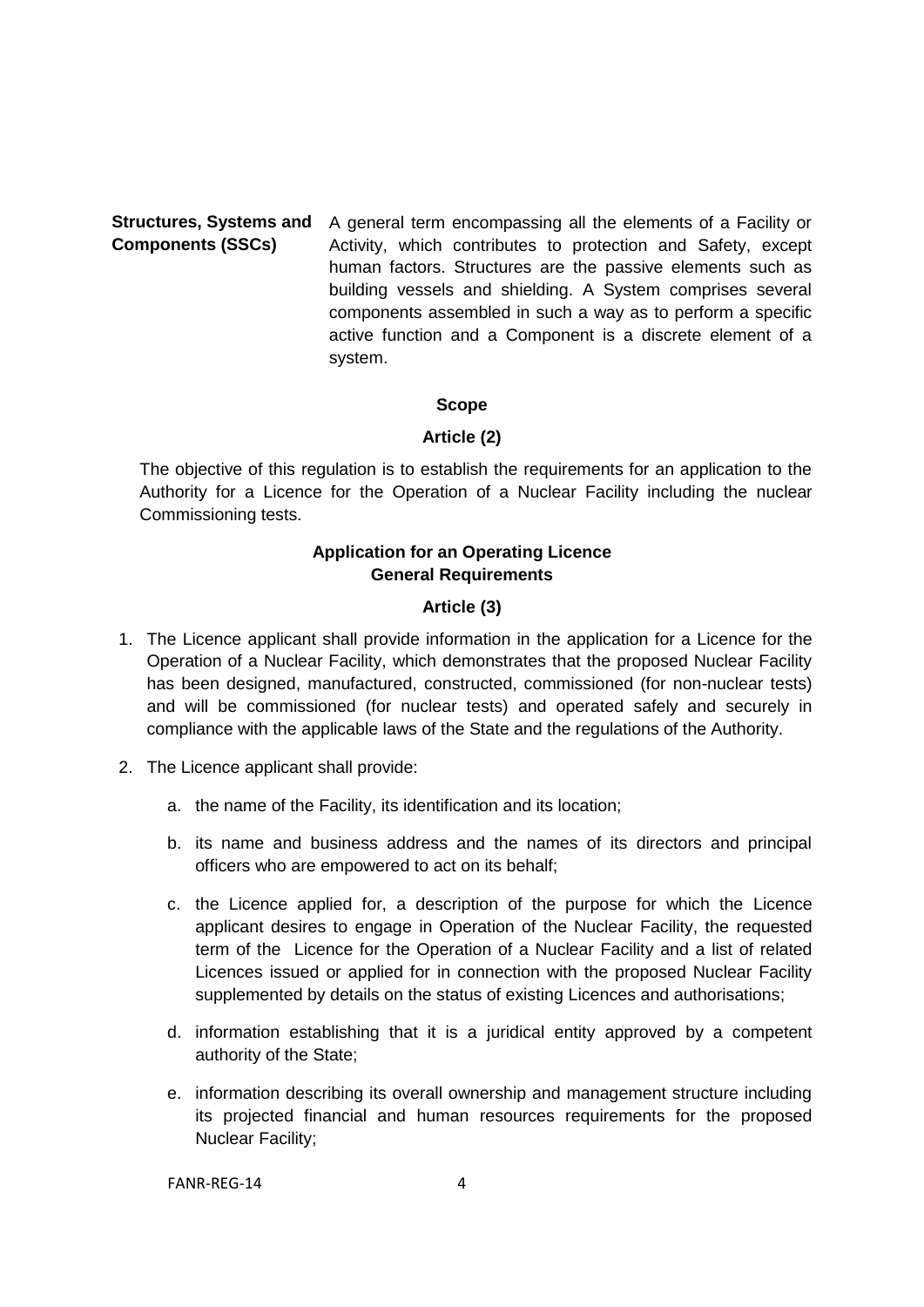**Structures, Systems and Components (SSCs)** A general term encompassing all the elements of a Facility or Activity, which contributes to protection and Safety, except human factors. Structures are the passive elements such as building vessels and shielding. A System comprises several components assembled in such a way as to perform a specific active function and a Component is a discrete element of a system.

**Scope**

**Article (2)**

The objective of this regulation is to establish the requirements for an application to the Authority for a Licence for the Operation of a Nuclear Facility including the nuclear Commissioning tests.

**Application for an Operating Licence**
**General Requirements**

**Article (3)**

1. The Licence applicant shall provide information in the application for a Licence for the Operation of a Nuclear Facility, which demonstrates that the proposed Nuclear Facility has been designed, manufactured, constructed, commissioned (for non-nuclear tests) and will be commissioned (for nuclear tests) and operated safely and securely in compliance with the applicable laws of the State and the regulations of the Authority.

2. The Licence applicant shall provide:

    a. the name of the Facility, its identification and its location;

    b. its name and business address and the names of its directors and principal officers who are empowered to act on its behalf;

    c. the Licence applied for, a description of the purpose for which the Licence applicant desires to engage in Operation of the Nuclear Facility, the requested term of the Licence for the Operation of a Nuclear Facility and a list of related Licences issued or applied for in connection with the proposed Nuclear Facility supplemented by details on the status of existing Licences and authorisations;

    d. information establishing that it is a juridical entity approved by a competent authority of the State;

    e. information describing its overall ownership and management structure including its projected financial and human resources requirements for the proposed Nuclear Facility;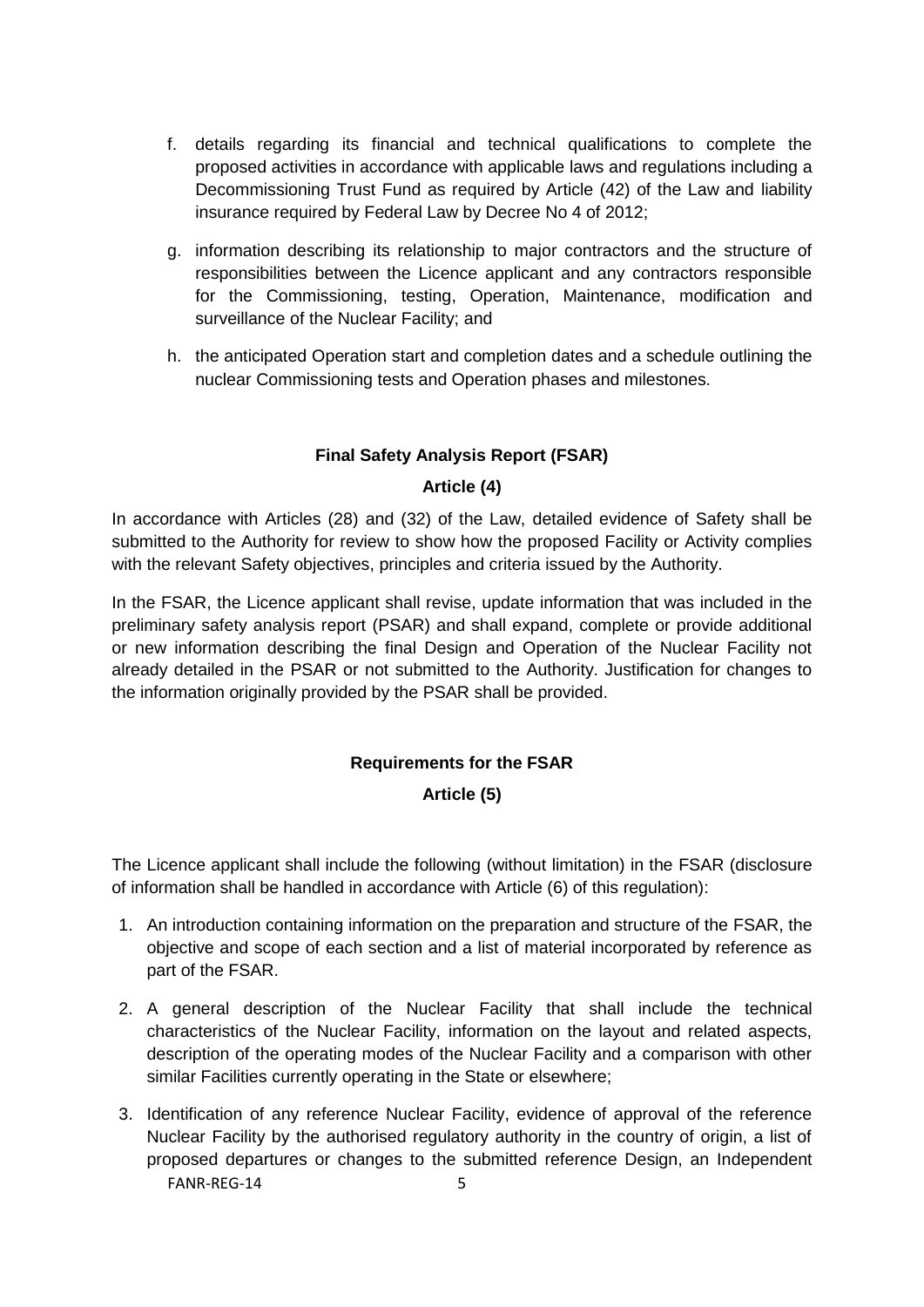f. details regarding its financial and technical qualifications to complete the proposed activities in accordance with applicable laws and regulations including a Decommissioning Trust Fund as required by Article (42) of the Law and liability insurance required by Federal Law by Decree No 4 of 2012;

g. information describing its relationship to major contractors and the structure of responsibilities between the Licence applicant and any contractors responsible for the Commissioning, testing, Operation, Maintenance, modification and surveillance of the Nuclear Facility; and

h. the anticipated Operation start and completion dates and a schedule outlining the nuclear Commissioning tests and Operation phases and milestones.

**Final Safety Analysis Report (FSAR)**

**Article (4)**

In accordance with Articles (28) and (32) of the Law, detailed evidence of Safety shall be submitted to the Authority for review to show how the proposed Facility or Activity complies with the relevant Safety objectives, principles and criteria issued by the Authority.

In the FSAR, the Licence applicant shall revise, update information that was included in the preliminary safety analysis report (PSAR) and shall expand, complete or provide additional or new information describing the final Design and Operation of the Nuclear Facility not already detailed in the PSAR or not submitted to the Authority. Justification for changes to the information originally provided by the PSAR shall be provided.

**Requirements for the FSAR**

**Article (5)**

The Licence applicant shall include the following (without limitation) in the FSAR (disclosure of information shall be handled in accordance with Article (6) of this regulation):

1. An introduction containing information on the preparation and structure of the FSAR, the objective and scope of each section and a list of material incorporated by reference as part of the FSAR.

2. A general description of the Nuclear Facility that shall include the technical characteristics of the Nuclear Facility, information on the layout and related aspects, description of the operating modes of the Nuclear Facility and a comparison with other similar Facilities currently operating in the State or elsewhere;

3. Identification of any reference Nuclear Facility, evidence of approval of the reference Nuclear Facility by the authorised regulatory authority in the country of origin, a list of proposed departures or changes to the submitted reference Design, an Independent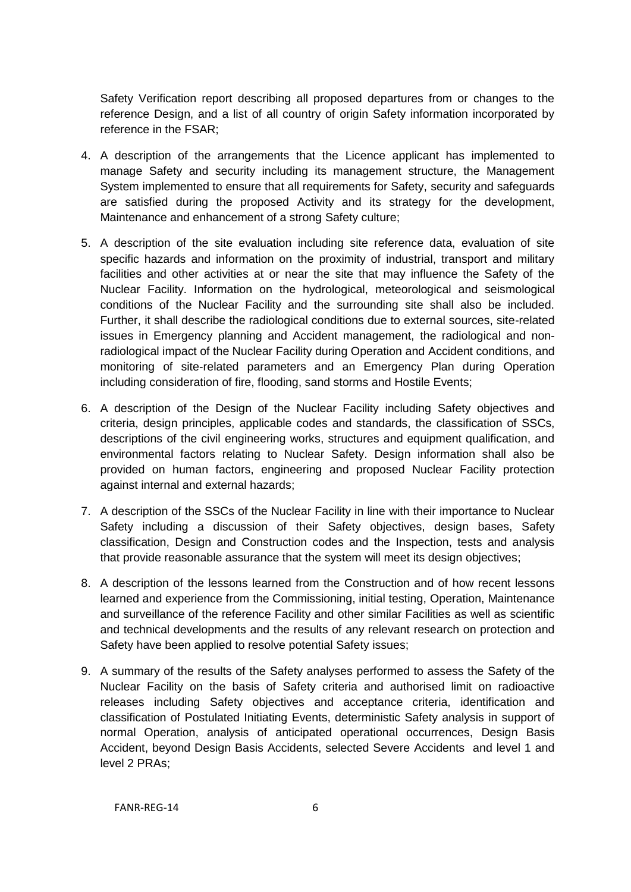Safety Verification report describing all proposed departures from or changes to the reference Design, and a list of all country of origin Safety information incorporated by reference in the FSAR;

4. A description of the arrangements that the Licence applicant has implemented to manage Safety and security including its management structure, the Management System implemented to ensure that all requirements for Safety, security and safeguards are satisfied during the proposed Activity and its strategy for the development, Maintenance and enhancement of a strong Safety culture;

5. A description of the site evaluation including site reference data, evaluation of site specific hazards and information on the proximity of industrial, transport and military facilities and other activities at or near the site that may influence the Safety of the Nuclear Facility. Information on the hydrological, meteorological and seismological conditions of the Nuclear Facility and the surrounding site shall also be included. Further, it shall describe the radiological conditions due to external sources, site-related issues in Emergency planning and Accident management, the radiological and non-radiological impact of the Nuclear Facility during Operation and Accident conditions, and monitoring of site-related parameters and an Emergency Plan during Operation including consideration of fire, flooding, sand storms and Hostile Events;

6. A description of the Design of the Nuclear Facility including Safety objectives and criteria, design principles, applicable codes and standards, the classification of SSCs, descriptions of the civil engineering works, structures and equipment qualification, and environmental factors relating to Nuclear Safety. Design information shall also be provided on human factors, engineering and proposed Nuclear Facility protection against internal and external hazards;

7. A description of the SSCs of the Nuclear Facility in line with their importance to Nuclear Safety including a discussion of their Safety objectives, design bases, Safety classification, Design and Construction codes and the Inspection, tests and analysis that provide reasonable assurance that the system will meet its design objectives;

8. A description of the lessons learned from the Construction and of how recent lessons learned and experience from the Commissioning, initial testing, Operation, Maintenance and surveillance of the reference Facility and other similar Facilities as well as scientific and technical developments and the results of any relevant research on protection and Safety have been applied to resolve potential Safety issues;

9. A summary of the results of the Safety analyses performed to assess the Safety of the Nuclear Facility on the basis of Safety criteria and authorised limit on radioactive releases including Safety objectives and acceptance criteria, identification and classification of Postulated Initiating Events, deterministic Safety analysis in support of normal Operation, analysis of anticipated operational occurrences, Design Basis Accident, beyond Design Basis Accidents, selected Severe Accidents and level 1 and level 2 PRAs;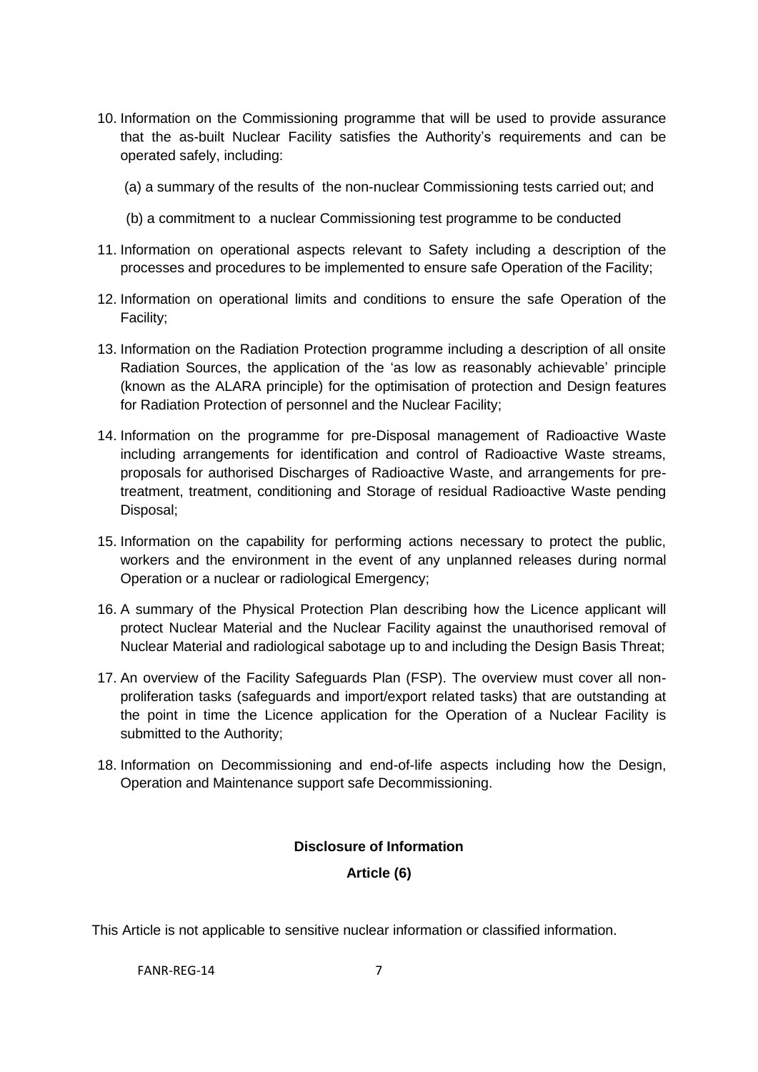10. Information on the Commissioning programme that will be used to provide assurance that the as-built Nuclear Facility satisfies the Authority's requirements and can be operated safely, including:

    (a) a summary of the results of the non-nuclear Commissioning tests carried out; and

    (b) a commitment to a nuclear Commissioning test programme to be conducted

11. Information on operational aspects relevant to Safety including a description of the processes and procedures to be implemented to ensure safe Operation of the Facility;

12. Information on operational limits and conditions to ensure the safe Operation of the Facility;

13. Information on the Radiation Protection programme including a description of all onsite Radiation Sources, the application of the 'as low as reasonably achievable' principle (known as the ALARA principle) for the optimisation of protection and Design features for Radiation Protection of personnel and the Nuclear Facility;

14. Information on the programme for pre-Disposal management of Radioactive Waste including arrangements for identification and control of Radioactive Waste streams, proposals for authorised Discharges of Radioactive Waste, and arrangements for pre-treatment, treatment, conditioning and Storage of residual Radioactive Waste pending Disposal;

15. Information on the capability for performing actions necessary to protect the public, workers and the environment in the event of any unplanned releases during normal Operation or a nuclear or radiological Emergency;

16. A summary of the Physical Protection Plan describing how the Licence applicant will protect Nuclear Material and the Nuclear Facility against the unauthorised removal of Nuclear Material and radiological sabotage up to and including the Design Basis Threat;

17. An overview of the Facility Safeguards Plan (FSP). The overview must cover all non-proliferation tasks (safeguards and import/export related tasks) that are outstanding at the point in time the Licence application for the Operation of a Nuclear Facility is submitted to the Authority;

18. Information on Decommissioning and end-of-life aspects including how the Design, Operation and Maintenance support safe Decommissioning.

## Disclosure of Information

### Article (6)

This Article is not applicable to sensitive nuclear information or classified information.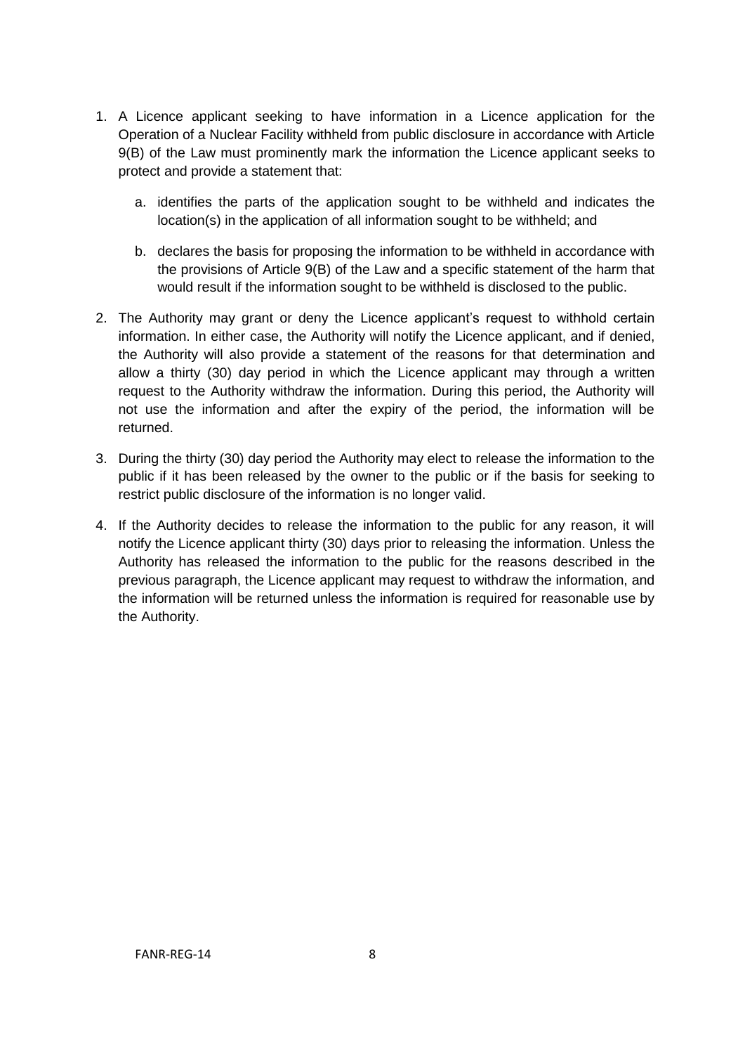1. A Licence applicant seeking to have information in a Licence application for the Operation of a Nuclear Facility withheld from public disclosure in accordance with Article 9(B) of the Law must prominently mark the information the Licence applicant seeks to protect and provide a statement that:

   a. identifies the parts of the application sought to be withheld and indicates the location(s) in the application of all information sought to be withheld; and

   b. declares the basis for proposing the information to be withheld in accordance with the provisions of Article 9(B) of the Law and a specific statement of the harm that would result if the information sought to be withheld is disclosed to the public.

2. The Authority may grant or deny the Licence applicant's request to withhold certain information. In either case, the Authority will notify the Licence applicant, and if denied, the Authority will also provide a statement of the reasons for that determination and allow a thirty (30) day period in which the Licence applicant may through a written request to the Authority withdraw the information. During this period, the Authority will not use the information and after the expiry of the period, the information will be returned.

3. During the thirty (30) day period the Authority may elect to release the information to the public if it has been released by the owner to the public or if the basis for seeking to restrict public disclosure of the information is no longer valid.

4. If the Authority decides to release the information to the public for any reason, it will notify the Licence applicant thirty (30) days prior to releasing the information. Unless the Authority has released the information to the public for the reasons described in the previous paragraph, the Licence applicant may request to withdraw the information, and the information will be returned unless the information is required for reasonable use by the Authority.